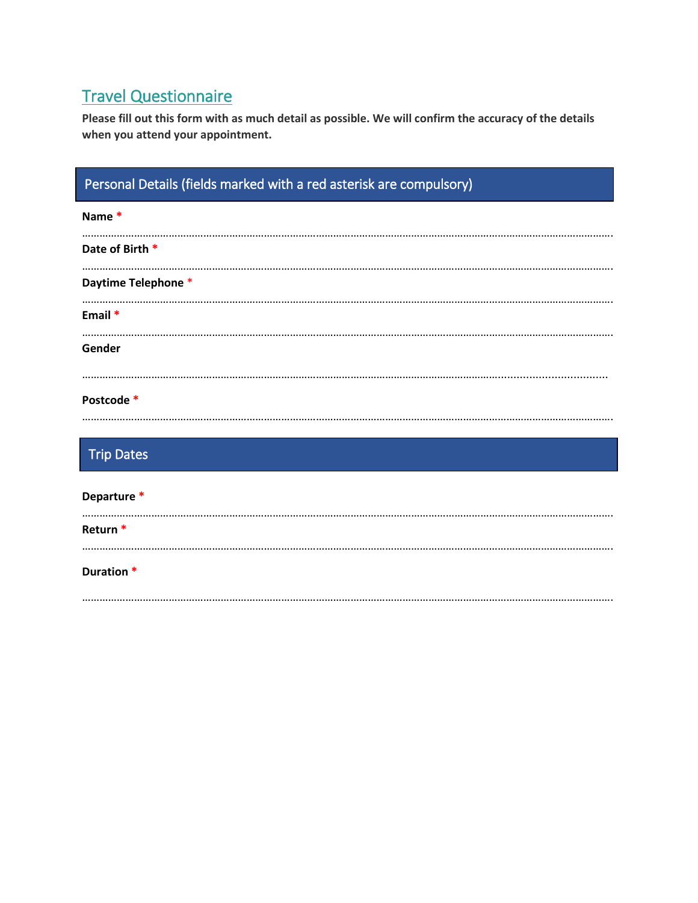# Travel Questionnaire

**Please fill out this form with as much detail as possible. We will confirm the accuracy of the details when you attend your appointment.**

## Personal Details (fields marked with a red asterisk are compulsory)

**Name** *

……………………………………………………………………………………………………………………………………………

**Date of Birth** *

……………………………………………………………………………………………………………………………………………

**Daytime Telephone** *

……………………………………………………………………………………………………………………………………………

**Email** *

……………………………………………………………………………………………………………………………………………

**Gender**

……………………………………………………………………………………………………………………………………………

**Postcode** *

……………………………………………………………………………………………………………………………………………

## Trip Dates

**Departure** *

……………………………………………………………………………………………………………………………………………

**Return** *

……………………………………………………………………………………………………………………………………………

**Duration** *

……………………………………………………………………………………………………………………………………………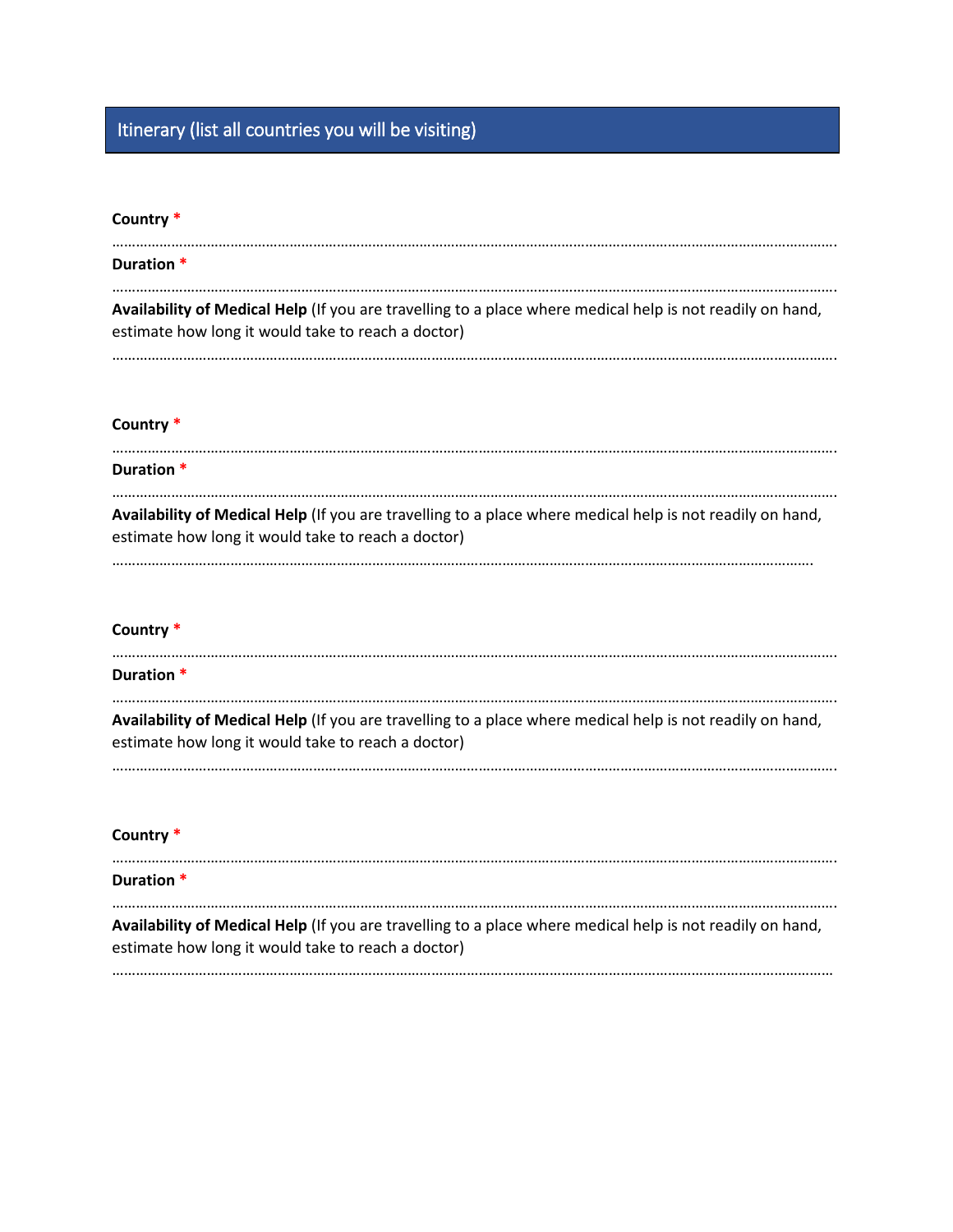## Itinerary (list all countries you will be visiting)

**Country** *

…………………………………………………………………………………………………………………………………………………………

**Duration** *

…………………………………………………………………………………………………………………………………………………………

**Availability of Medical Help** (If you are travelling to a place where medical help is not readily on hand, estimate how long it would take to reach a doctor)

…………………………………………………………………………………………………………………………………………………………

**Country** *

…………………………………………………………………………………………………………………………………………………………

**Duration** *

…………………………………………………………………………………………………………………………………………………………

**Availability of Medical Help** (If you are travelling to a place where medical help is not readily on hand, estimate how long it would take to reach a doctor)

…………………………………………………………………………………………………………………………………………………………

**Country** *

…………………………………………………………………………………………………………………………………………………………

**Duration** *

…………………………………………………………………………………………………………………………………………………………

**Availability of Medical Help** (If you are travelling to a place where medical help is not readily on hand, estimate how long it would take to reach a doctor)

…………………………………………………………………………………………………………………………………………………………

**Country** *

…………………………………………………………………………………………………………………………………………………………

**Duration** *

…………………………………………………………………………………………………………………………………………………………

**Availability of Medical Help** (If you are travelling to a place where medical help is not readily on hand, estimate how long it would take to reach a doctor)

…………………………………………………………………………………………………………………………………………………………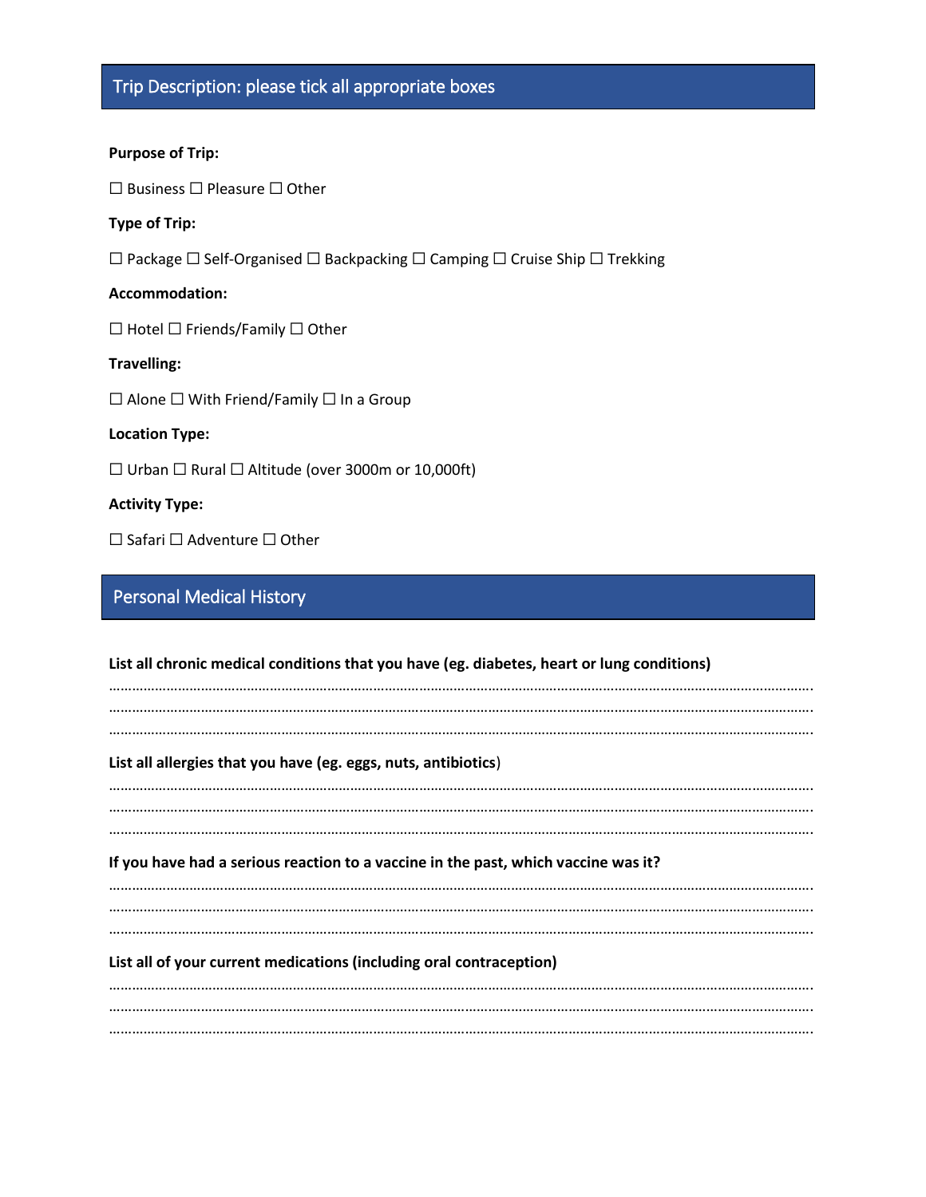## Trip Description: please tick all appropriate boxes

**Purpose of Trip:**

☐ Business ☐ Pleasure ☐ Other

**Type of Trip:**

☐ Package ☐ Self-Organised ☐ Backpacking ☐ Camping ☐ Cruise Ship ☐ Trekking

**Accommodation:**

☐ Hotel ☐ Friends/Family ☐ Other

**Travelling:**

☐ Alone ☐ With Friend/Family ☐ In a Group

**Location Type:**

☐ Urban ☐ Rural ☐ Altitude (over 3000m or 10,000ft)

**Activity Type:**

☐ Safari ☐ Adventure ☐ Other

## Personal Medical History

**List all chronic medical conditions that you have (eg. diabetes, heart or lung conditions)**

…………………………………………………………………………………………………………………………………………………….
…………………………………………………………………………………………………………………………………………………….
…………………………………………………………………………………………………………………………………………………….

**List all allergies that you have (eg. eggs, nuts, antibiotics**)

…………………………………………………………………………………………………………………………………………………….
…………………………………………………………………………………………………………………………………………………….
…………………………………………………………………………………………………………………………………………………….

**If you have had a serious reaction to a vaccine in the past, which vaccine was it?**

…………………………………………………………………………………………………………………………………………………….
…………………………………………………………………………………………………………………………………………………….
…………………………………………………………………………………………………………………………………………………….

**List all of your current medications (including oral contraception)**

…………………………………………………………………………………………………………………………………………………….
…………………………………………………………………………………………………………………………………………………….
…………………………………………………………………………………………………………………………………………………….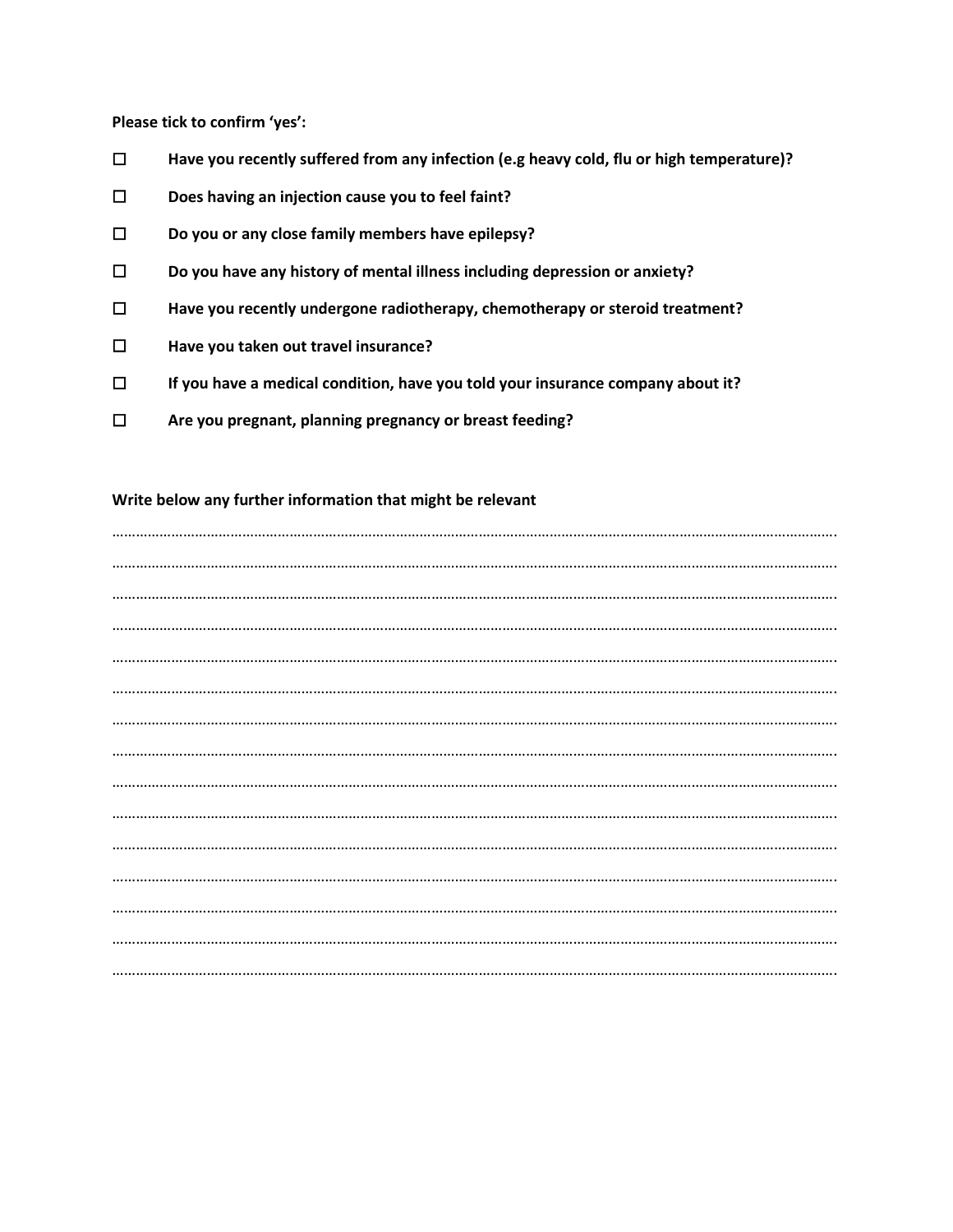**Please tick to confirm 'yes':**

- ☐ **Have you recently suffered from any infection (e.g heavy cold, flu or high temperature)?**
- ☐ **Does having an injection cause you to feel faint?**
- ☐ **Do you or any close family members have epilepsy?**
- ☐ **Do you have any history of mental illness including depression or anxiety?**
- ☐ **Have you recently undergone radiotherapy, chemotherapy or steroid treatment?**
- ☐ **Have you taken out travel insurance?**
- ☐ **If you have a medical condition, have you told your insurance company about it?**
- ☐ **Are you pregnant, planning pregnancy or breast feeding?**

**Write below any further information that might be relevant**

…………………………………………………………………………………………………………………………………………………………

…………………………………………………………………………………………………………………………………………………………

…………………………………………………………………………………………………………………………………………………………

…………………………………………………………………………………………………………………………………………………………

…………………………………………………………………………………………………………………………………………………………

…………………………………………………………………………………………………………………………………………………………

…………………………………………………………………………………………………………………………………………………………

…………………………………………………………………………………………………………………………………………………………

…………………………………………………………………………………………………………………………………………………………

…………………………………………………………………………………………………………………………………………………………

…………………………………………………………………………………………………………………………………………………………

…………………………………………………………………………………………………………………………………………………………

…………………………………………………………………………………………………………………………………………………………

…………………………………………………………………………………………………………………………………………………………

…………………………………………………………………………………………………………………………………………………………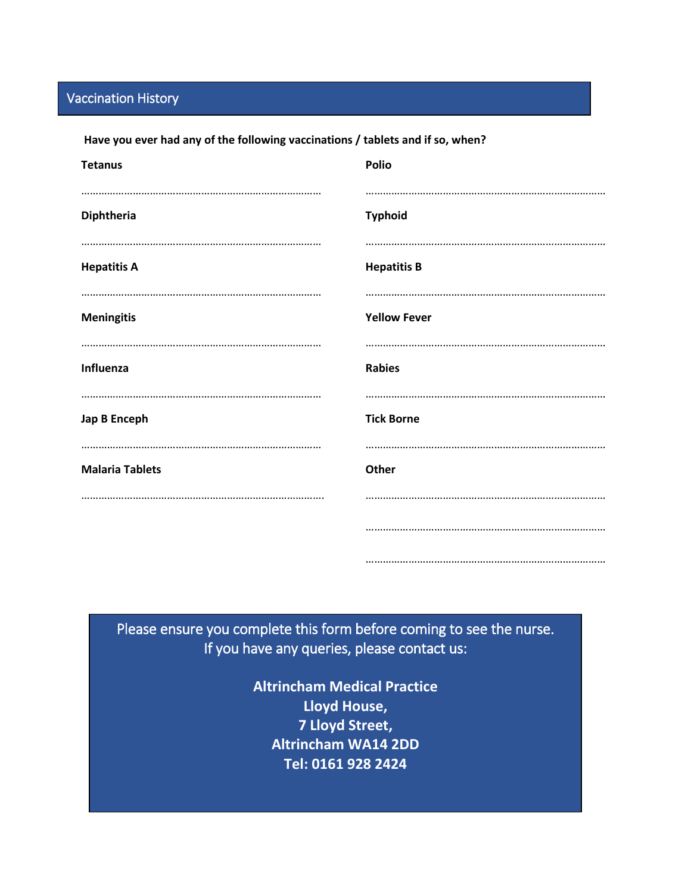## Vaccination History

**Have you ever had any of the following vaccinations / tablets and if so, when?**

**Tetanus**

…………………………………………………………………………

**Polio**

…………………………………………………………………………

**Diphtheria**

…………………………………………………………………………

**Typhoid**

…………………………………………………………………………

**Hepatitis A**

…………………………………………………………………………

**Hepatitis B**

…………………………………………………………………………

**Meningitis**

…………………………………………………………………………

**Yellow Fever**

…………………………………………………………………………

**Influenza**

…………………………………………………………………………

**Rabies**

…………………………………………………………………………

**Jap B Enceph**

…………………………………………………………………………

**Tick Borne**

…………………………………………………………………………

**Malaria Tablets**

…………………………………………………………………………

**Other**

…………………………………………………………………………

…………………………………………………………………………

…………………………………………………………………………

Please ensure you complete this form before coming to see the nurse.
If you have any queries, please contact us:

**Altrincham Medical Practice**
**Lloyd House,**
**7 Lloyd Street,**
**Altrincham WA14 2DD**
**Tel: 0161 928 2424**